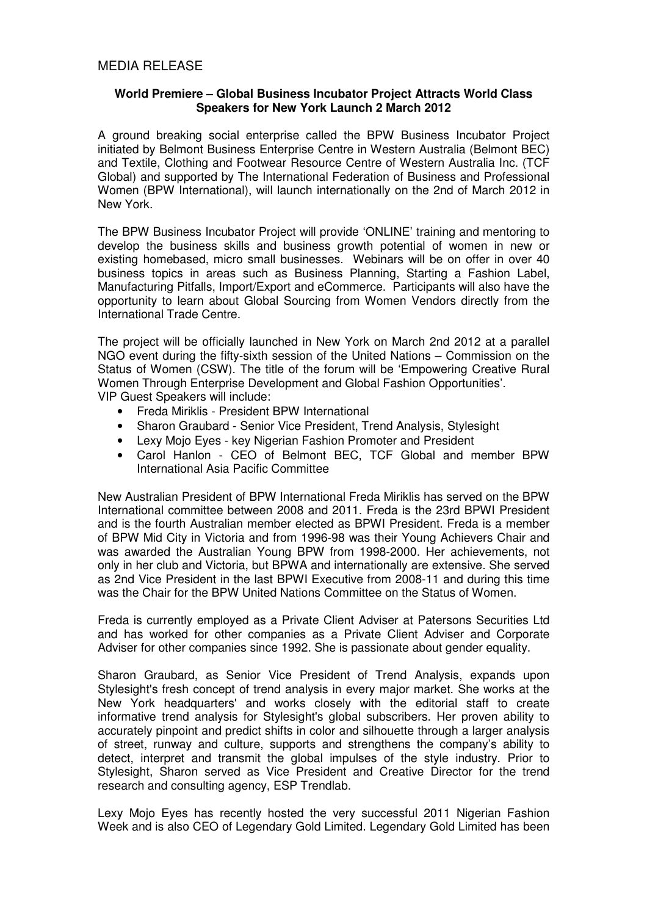MEDIA RELEASE

**World Premiere – Global Business Incubator Project Attracts World Class Speakers for New York Launch 2 March 2012**

A ground breaking social enterprise called the BPW Business Incubator Project initiated by Belmont Business Enterprise Centre in Western Australia (Belmont BEC) and Textile, Clothing and Footwear Resource Centre of Western Australia Inc. (TCF Global) and supported by The International Federation of Business and Professional Women (BPW International), will launch internationally on the 2nd of March 2012 in New York.

The BPW Business Incubator Project will provide 'ONLINE' training and mentoring to develop the business skills and business growth potential of women in new or existing homebased, micro small businesses. Webinars will be on offer in over 40 business topics in areas such as Business Planning, Starting a Fashion Label, Manufacturing Pitfalls, Import/Export and eCommerce. Participants will also have the opportunity to learn about Global Sourcing from Women Vendors directly from the International Trade Centre.

The project will be officially launched in New York on March 2nd 2012 at a parallel NGO event during the fifty-sixth session of the United Nations – Commission on the Status of Women (CSW). The title of the forum will be 'Empowering Creative Rural Women Through Enterprise Development and Global Fashion Opportunities'.
VIP Guest Speakers will include:

- Freda Miriklis - President BPW International
- Sharon Graubard - Senior Vice President, Trend Analysis, Stylesight
- Lexy Mojo Eyes - key Nigerian Fashion Promoter and President
- Carol Hanlon - CEO of Belmont BEC, TCF Global and member BPW International Asia Pacific Committee

New Australian President of BPW International Freda Miriklis has served on the BPW International committee between 2008 and 2011. Freda is the 23rd BPWI President and is the fourth Australian member elected as BPWI President. Freda is a member of BPW Mid City in Victoria and from 1996-98 was their Young Achievers Chair and was awarded the Australian Young BPW from 1998-2000. Her achievements, not only in her club and Victoria, but BPWA and internationally are extensive. She served as 2nd Vice President in the last BPWI Executive from 2008-11 and during this time was the Chair for the BPW United Nations Committee on the Status of Women.

Freda is currently employed as a Private Client Adviser at Patersons Securities Ltd and has worked for other companies as a Private Client Adviser and Corporate Adviser for other companies since 1992. She is passionate about gender equality.

Sharon Graubard, as Senior Vice President of Trend Analysis, expands upon Stylesight's fresh concept of trend analysis in every major market. She works at the New York headquarters' and works closely with the editorial staff to create informative trend analysis for Stylesight's global subscribers. Her proven ability to accurately pinpoint and predict shifts in color and silhouette through a larger analysis of street, runway and culture, supports and strengthens the company's ability to detect, interpret and transmit the global impulses of the style industry. Prior to Stylesight, Sharon served as Vice President and Creative Director for the trend research and consulting agency, ESP Trendlab.

Lexy Mojo Eyes has recently hosted the very successful 2011 Nigerian Fashion Week and is also CEO of Legendary Gold Limited. Legendary Gold Limited has been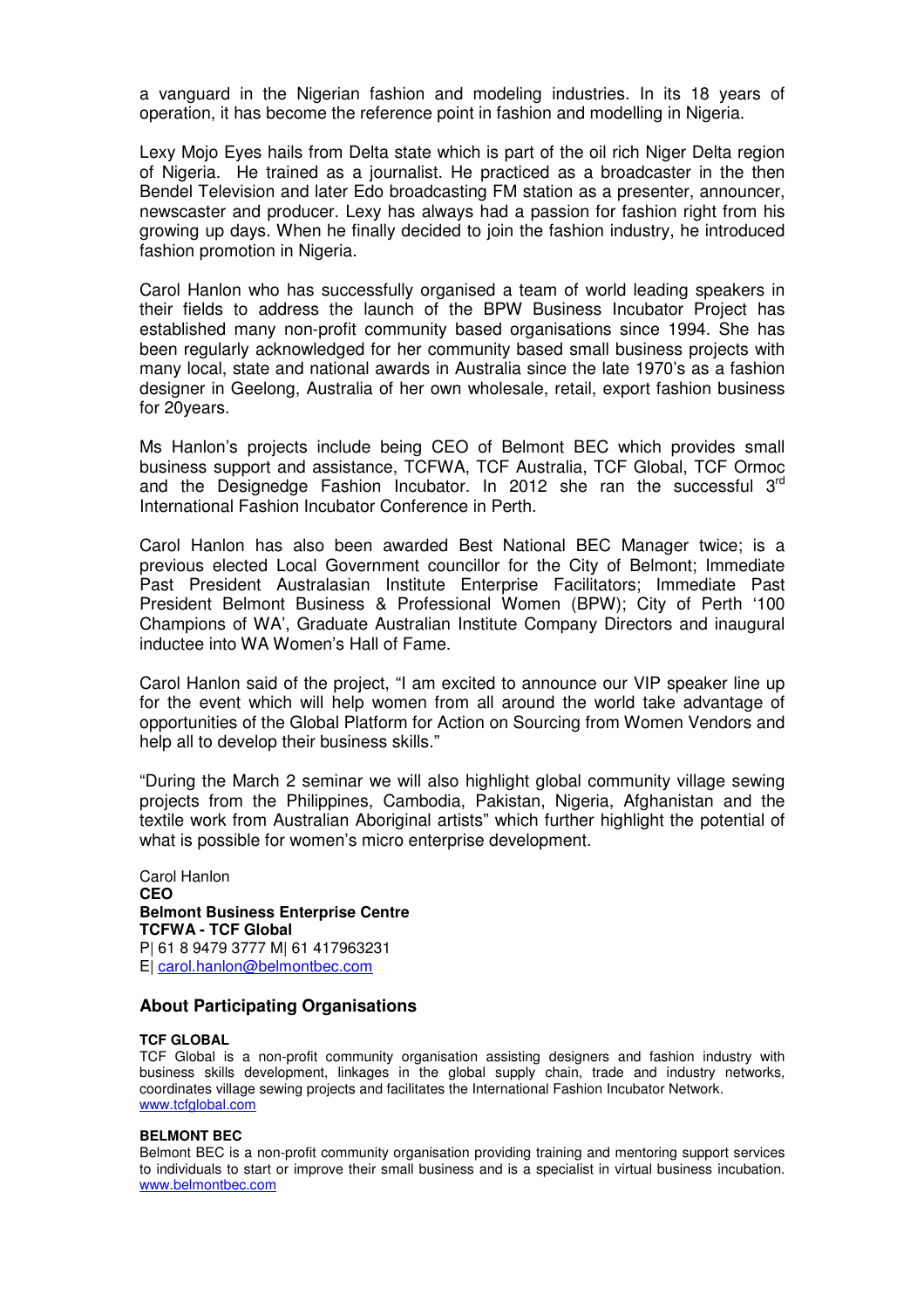a vanguard in the Nigerian fashion and modeling industries. In its 18 years of operation, it has become the reference point in fashion and modelling in Nigeria.

Lexy Mojo Eyes hails from Delta state which is part of the oil rich Niger Delta region of Nigeria. He trained as a journalist. He practiced as a broadcaster in the then Bendel Television and later Edo broadcasting FM station as a presenter, announcer, newscaster and producer. Lexy has always had a passion for fashion right from his growing up days. When he finally decided to join the fashion industry, he introduced fashion promotion in Nigeria.

Carol Hanlon who has successfully organised a team of world leading speakers in their fields to address the launch of the BPW Business Incubator Project has established many non-profit community based organisations since 1994. She has been regularly acknowledged for her community based small business projects with many local, state and national awards in Australia since the late 1970's as a fashion designer in Geelong, Australia of her own wholesale, retail, export fashion business for 20years.

Ms Hanlon's projects include being CEO of Belmont BEC which provides small business support and assistance, TCFWA, TCF Australia, TCF Global, TCF Ormoc and the Designedge Fashion Incubator. In 2012 she ran the successful 3rd International Fashion Incubator Conference in Perth.

Carol Hanlon has also been awarded Best National BEC Manager twice; is a previous elected Local Government councillor for the City of Belmont; Immediate Past President Australasian Institute Enterprise Facilitators; Immediate Past President Belmont Business & Professional Women (BPW); City of Perth '100 Champions of WA', Graduate Australian Institute Company Directors and inaugural inductee into WA Women's Hall of Fame.

Carol Hanlon said of the project, "I am excited to announce our VIP speaker line up for the event which will help women from all around the world take advantage of opportunities of the Global Platform for Action on Sourcing from Women Vendors and help all to develop their business skills."

"During the March 2 seminar we will also highlight global community village sewing projects from the Philippines, Cambodia, Pakistan, Nigeria, Afghanistan and the textile work from Australian Aboriginal artists" which further highlight the potential of what is possible for women's micro enterprise development.

Carol Hanlon
**CEO**
**Belmont Business Enterprise Centre**
**TCFWA - TCF Global**
P| 61 8 9479 3777 M| 61 417963231
E| carol.hanlon@belmontbec.com

### About Participating Organisations

**TCF GLOBAL**

TCF Global is a non-profit community organisation assisting designers and fashion industry with business skills development, linkages in the global supply chain, trade and industry networks, coordinates village sewing projects and facilitates the International Fashion Incubator Network.
www.tcfglobal.com

**BELMONT BEC**

Belmont BEC is a non-profit community organisation providing training and mentoring support services to individuals to start or improve their small business and is a specialist in virtual business incubation.
www.belmontbec.com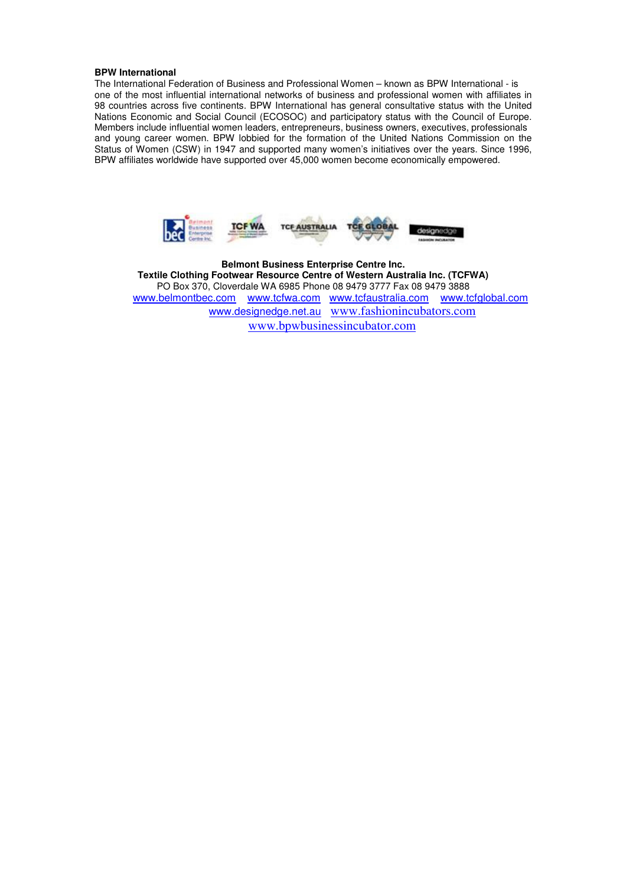**BPW International**

The International Federation of Business and Professional Women – known as BPW International - is one of the most influential international networks of business and professional women with affiliates in 98 countries across five continents. BPW International has general consultative status with the United Nations Economic and Social Council (ECOSOC) and participatory status with the Council of Europe. Members include influential women leaders, entrepreneurs, business owners, executives, professionals and young career women. BPW lobbied for the formation of the United Nations Commission on the Status of Women (CSW) in 1947 and supported many women's initiatives over the years. Since 1996, BPW affiliates worldwide have supported over 45,000 women become economically empowered.

**Belmont Business Enterprise Centre Inc.**
**Textile Clothing Footwear Resource Centre of Western Australia Inc. (TCFWA)**
PO Box 370, Cloverdale WA 6985 Phone 08 9479 3777 Fax 08 9479 3888
www.belmontbec.com www.tcfwa.com www.tcfaustralia.com www.tcfglobal.com
www.designedge.net.au www.fashionincubators.com
www.bpwbusinessincubator.com